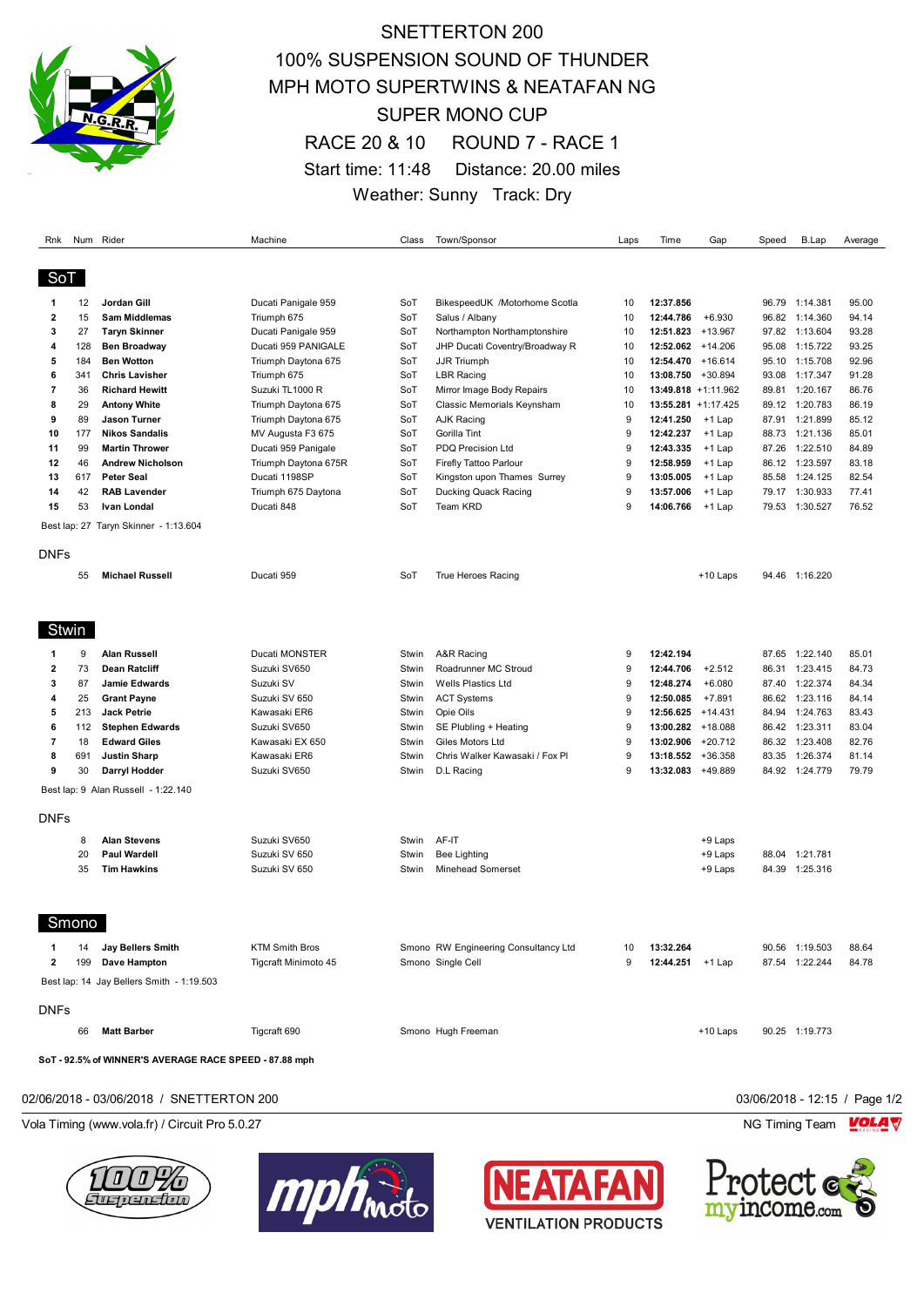# SNETTERTON 200

# 100% SUSPENSION SOUND OF THUNDER

# MPH MOTO SUPERTWINS & NEATAFAN NG

# SUPER MONO CUP

## RACE 20 & 10 ROUND 7 - RACE 1

Start time: 11:48 Distance: 20.00 miles

Weather: Sunny Track: Dry

## SoT

| Rnk | Num | Rider | Machine | Class | Town/Sponsor | Laps | Time | Gap | Speed | B.Lap | Average |
|---|---|---|---|---|---|---|---|---|---|---|---|
| 1 | 12 | **Jordan Gill** | Ducati Panigale 959 | SoT | BikespeedUK /Motorhome Scotla | 10 | **12:37.856** | | 96.79 | 1:14.381 | 95.00 |
| 2 | 15 | **Sam Middlemas** | Triumph 675 | SoT | Salus / Albany | 10 | **12:44.786** | +6.930 | 96.82 | 1:14.360 | 94.14 |
| 3 | 27 | **Taryn Skinner** | Ducati Panigale 959 | SoT | Northampton Northamptonshire | 10 | **12:51.823** | +13.967 | 97.82 | 1:13.604 | 93.28 |
| 4 | 128 | **Ben Broadway** | Ducati 959 PANIGALE | SoT | JHP Ducati Coventry/Broadway R | 10 | **12:52.062** | +14.206 | 95.08 | 1:15.722 | 93.25 |
| 5 | 184 | **Ben Wotton** | Triumph Daytona 675 | SoT | JJR Triumph | 10 | **12:54.470** | +16.614 | 95.10 | 1:15.708 | 92.96 |
| 6 | 341 | **Chris Lavisher** | Triumph 675 | SoT | LBR Racing | 10 | **13:08.750** | +30.894 | 93.08 | 1:17.347 | 91.28 |
| 7 | 36 | **Richard Hewitt** | Suzuki TL1000 R | SoT | Mirror Image Body Repairs | 10 | **13:49.818** | +1:11.962 | 89.81 | 1:20.167 | 86.76 |
| 8 | 29 | **Antony White** | Triumph Daytona 675 | SoT | Classic Memorials Keynsham | 10 | **13:55.281** | +1:17.425 | 89.12 | 1:20.783 | 86.19 |
| 9 | 89 | **Jason Turner** | Triumph Daytona 675 | SoT | AJK Racing | 9 | **12:41.250** | +1 Lap | 87.91 | 1:21.899 | 85.12 |
| 10 | 177 | **Nikos Sandalis** | MV Augusta F3 675 | SoT | Gorilla Tint | 9 | **12:42.237** | +1 Lap | 88.73 | 1:21.136 | 85.01 |
| 11 | 99 | **Martin Thrower** | Ducati 959 Panigale | SoT | PDQ Precision Ltd | 9 | **12:43.335** | +1 Lap | 87.26 | 1:22.510 | 84.89 |
| 12 | 46 | **Andrew Nicholson** | Triumph Daytona 675R | SoT | Firefly Tattoo Parlour | 9 | **12:58.959** | +1 Lap | 86.12 | 1:23.597 | 83.18 |
| 13 | 617 | **Peter Seal** | Ducati 1198SP | SoT | Kingston upon Thames Surrey | 9 | **13:05.005** | +1 Lap | 85.58 | 1:24.125 | 82.54 |
| 14 | 42 | **RAB Lavender** | Triumph 675 Daytona | SoT | Ducking Quack Racing | 9 | **13:57.006** | +1 Lap | 79.17 | 1:30.933 | 77.41 |
| 15 | 53 | **Ivan Londal** | Ducati 848 | SoT | Team KRD | 9 | **14:06.766** | +1 Lap | 79.53 | 1:30.527 | 76.52 |

Best lap: 27 Taryn Skinner - 1:13.604

### DNFs

| Rnk | Num | Rider | Machine | Class | Town/Sponsor | Laps | Time | Gap | Speed | B.Lap | Average |
|---|---|---|---|---|---|---|---|---|---|---|---|
| | 55 | **Michael Russell** | Ducati 959 | SoT | True Heroes Racing | | | +10 Laps | 94.46 | 1:16.220 | |

## Stwin

| Rnk | Num | Rider | Machine | Class | Town/Sponsor | Laps | Time | Gap | Speed | B.Lap | Average |
|---|---|---|---|---|---|---|---|---|---|---|---|
| 1 | 9 | **Alan Russell** | Ducati MONSTER | Stwin | A&R Racing | 9 | **12:42.194** | | 87.65 | 1:22.140 | 85.01 |
| 2 | 73 | **Dean Ratcliff** | Suzuki SV650 | Stwin | Roadrunner MC Stroud | 9 | **12:44.706** | +2.512 | 86.31 | 1:23.415 | 84.73 |
| 3 | 87 | **Jamie Edwards** | Suzuki SV | Stwin | Wells Plastics Ltd | 9 | **12:48.274** | +6.080 | 87.40 | 1:22.374 | 84.34 |
| 4 | 25 | **Grant Payne** | Suzuki SV 650 | Stwin | ACT Systems | 9 | **12:50.085** | +7.891 | 86.62 | 1:23.116 | 84.14 |
| 5 | 213 | **Jack Petrie** | Kawasaki ER6 | Stwin | Opie Oils | 9 | **12:56.625** | +14.431 | 84.94 | 1:24.763 | 83.43 |
| 6 | 112 | **Stephen Edwards** | Suzuki SV650 | Stwin | SE Plubling + Heating | 9 | **13:00.282** | +18.088 | 86.42 | 1:23.311 | 83.04 |
| 7 | 18 | **Edward Giles** | Kawasaki EX 650 | Stwin | Giles Motors Ltd | 9 | **13:02.906** | +20.712 | 86.32 | 1:23.408 | 82.76 |
| 8 | 691 | **Justin Sharp** | Kawasaki ER6 | Stwin | Chris Walker Kawasaki / Fox Pl | 9 | **13:18.552** | +36.358 | 83.35 | 1:26.374 | 81.14 |
| 9 | 30 | **Darryl Hodder** | Suzuki SV650 | Stwin | D.L Racing | 9 | **13:32.083** | +49.889 | 84.92 | 1:24.779 | 79.79 |

Best lap: 9 Alan Russell - 1:22.140

### DNFs

| Rnk | Num | Rider | Machine | Class | Town/Sponsor | Laps | Time | Gap | Speed | B.Lap | Average |
|---|---|---|---|---|---|---|---|---|---|---|---|
| | 8 | **Alan Stevens** | Suzuki SV650 | Stwin | AF-IT | | | +9 Laps | | | |
| | 20 | **Paul Wardell** | Suzuki SV 650 | Stwin | Bee Lighting | | | +9 Laps | 88.04 | 1:21.781 | |
| | 35 | **Tim Hawkins** | Suzuki SV 650 | Stwin | Minehead Somerset | | | +9 Laps | 84.39 | 1:25.316 | |

## Smono

| Rnk | Num | Rider | Machine | Class | Town/Sponsor | Laps | Time | Gap | Speed | B.Lap | Average |
|---|---|---|---|---|---|---|---|---|---|---|---|
| 1 | 14 | **Jay Bellers Smith** | KTM Smith Bros | Smono | RW Engineering Consultancy Ltd | 10 | **13:32.264** | | 90.56 | 1:19.503 | 88.64 |
| 2 | 199 | **Dave Hampton** | Tigcraft Minimoto 45 | Smono | Single Cell | 9 | **12:44.251** | +1 Lap | 87.54 | 1:22.244 | 84.78 |

Best lap: 14 Jay Bellers Smith - 1:19.503

### DNFs

| Rnk | Num | Rider | Machine | Class | Town/Sponsor | Laps | Time | Gap | Speed | B.Lap | Average |
|---|---|---|---|---|---|---|---|---|---|---|---|
| | 66 | **Matt Barber** | Tigcraft 690 | Smono | Hugh Freeman | | | +10 Laps | 90.25 | 1:19.773 | |

**SoT - 92.5% of WINNER'S AVERAGE RACE SPEED - 87.88 mph**

02/06/2018 - 03/06/2018 / SNETTERTON 200 03/06/2018 - 12:15

Vola Timing (www.vola.fr) / Circuit Pro 5.0.27 NG Timing Team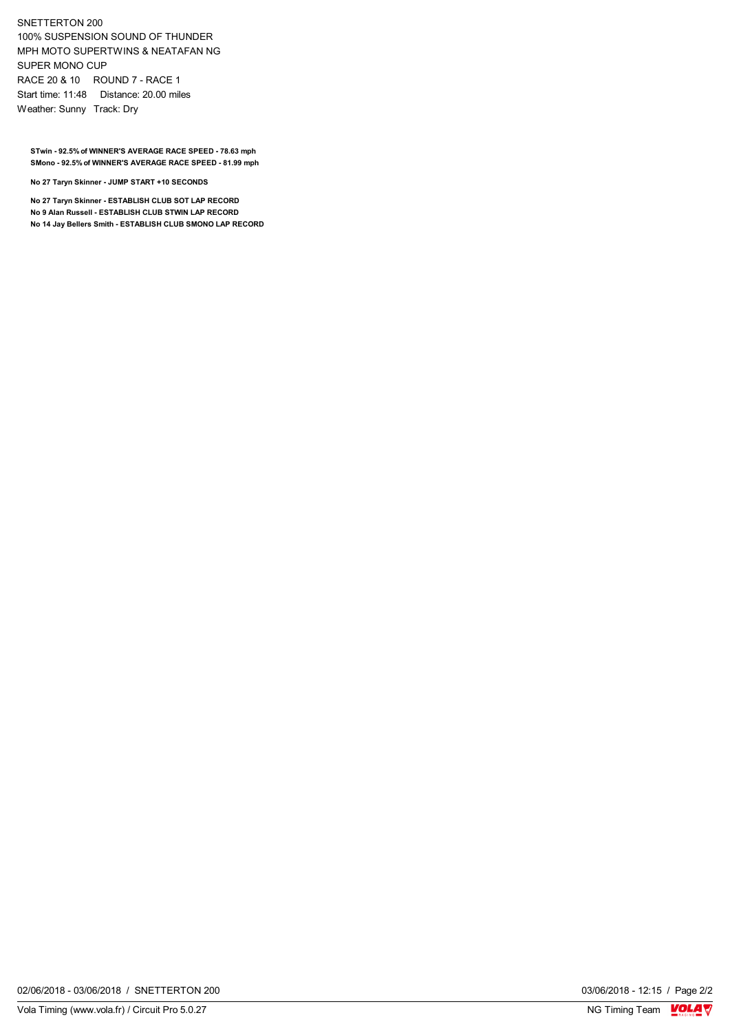SNETTERTON 200
100% SUSPENSION SOUND OF THUNDER
MPH MOTO SUPERTWINS & NEATAFAN NG
SUPER MONO CUP
RACE 20 & 10 ROUND 7 - RACE 1
Start time: 11:48 Distance: 20.00 miles
Weather: Sunny Track: Dry

**STwin - 92.5% of WINNER'S AVERAGE RACE SPEED - 78.63 mph**
**SMono - 92.5% of WINNER'S AVERAGE RACE SPEED - 81.99 mph**

**No 27 Taryn Skinner - JUMP START +10 SECONDS**

**No 27 Taryn Skinner - ESTABLISH CLUB SOT LAP RECORD**
**No 9 Alan Russell - ESTABLISH CLUB STWIN LAP RECORD**
**No 14 Jay Bellers Smith - ESTABLISH CLUB SMONO LAP RECORD**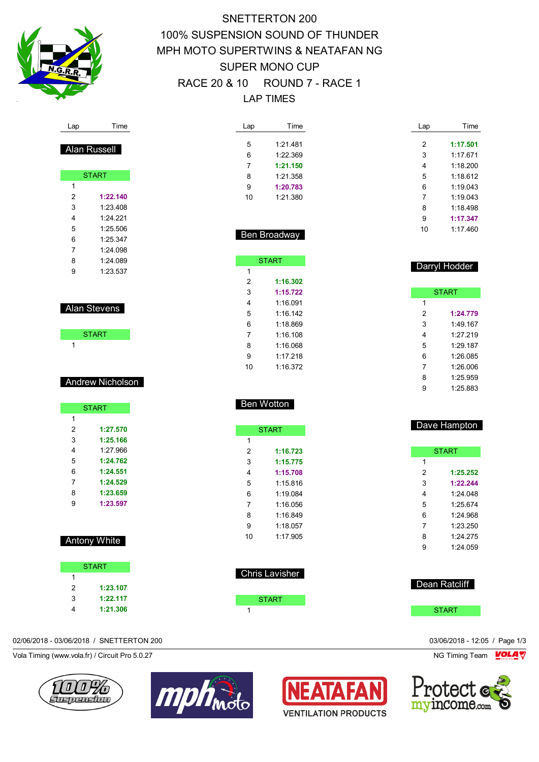# SNETTERTON 200

## 100% SUSPENSION SOUND OF THUNDER
## MPH MOTO SUPERTWINS & NEATAFAN NG
## SUPER MONO CUP
## RACE 20 & 10 ROUND 7 - RACE 1
## LAP TIMES

### Alan Russell

| Lap | Time |
|---|---|
| START | |
| 1 | |
| 2 | **1:22.140** |
| 3 | 1:23.408 |
| 4 | 1:24.221 |
| 5 | 1:25.506 |
| 6 | 1:25.347 |
| 7 | 1:24.098 |
| 8 | 1:24.089 |
| 9 | 1:23.537 |

### Alan Stevens

| Lap | Time |
|---|---|
| START | |
| 1 | |

### Andrew Nicholson

| Lap | Time |
|---|---|
| START | |
| 1 | |
| 2 | **1:27.570** |
| 3 | **1:25.166** |
| 4 | 1:27.966 |
| 5 | **1:24.762** |
| 6 | **1:24.551** |
| 7 | **1:24.529** |
| 8 | **1:23.659** |
| 9 | **1:23.597** |

### Antony White

| Lap | Time |
|---|---|
| START | |
| 1 | |
| 2 | **1:23.107** |
| 3 | **1:22.117** |
| 4 | **1:21.306** |
| 5 | 1:21.481 |
| 6 | 1:22.369 |
| 7 | **1:21.150** |
| 8 | 1:21.358 |
| 9 | **1:20.783** |
| 10 | 1:21.380 |

### Ben Broadway

| Lap | Time |
|---|---|
| START | |
| 1 | |
| 2 | **1:16.302** |
| 3 | **1:15.722** |
| 4 | 1:16.091 |
| 5 | 1:16.142 |
| 6 | 1:18.869 |
| 7 | 1:16.108 |
| 8 | 1:16.068 |
| 9 | 1:17.218 |
| 10 | 1:16.372 |

### Ben Wotton

| Lap | Time |
|---|---|
| START | |
| 1 | |
| 2 | **1:16.723** |
| 3 | **1:15.775** |
| 4 | **1:15.708** |
| 5 | 1:15.816 |
| 6 | 1:19.084 |
| 7 | 1:16.056 |
| 8 | 1:16.849 |
| 9 | 1:18.057 |
| 10 | 1:17.905 |

### Chris Lavisher

| Lap | Time |
|---|---|
| START | |
| 1 | |
| 2 | **1:17.501** |
| 3 | 1:17.671 |
| 4 | 1:18.200 |
| 5 | 1:18.612 |
| 6 | 1:19.043 |
| 7 | 1:19.043 |
| 8 | 1:18.498 |
| 9 | **1:17.347** |
| 10 | 1:17.460 |

### Darryl Hodder

| Lap | Time |
|---|---|
| START | |
| 1 | |
| 2 | **1:24.779** |
| 3 | 1:49.167 |
| 4 | 1:27.219 |
| 5 | 1:29.187 |
| 6 | 1:26.085 |
| 7 | 1:26.006 |
| 8 | 1:25.959 |
| 9 | 1:25.883 |

### Dave Hampton

| Lap | Time |
|---|---|
| START | |
| 1 | |
| 2 | **1:25.252** |
| 3 | **1:22.244** |
| 4 | 1:24.048 |
| 5 | 1:25.674 |
| 6 | 1:24.968 |
| 7 | 1:23.250 |
| 8 | 1:24.275 |
| 9 | 1:24.059 |

### Dean Ratcliff

| Lap | Time |
|---|---|
| START | |

02/06/2018 - 03/06/2018 / SNETTERTON 200

03/06/2018 - 12:05

Vola Timing (www.vola.fr) / Circuit Pro 5.0.27

NG Timing Team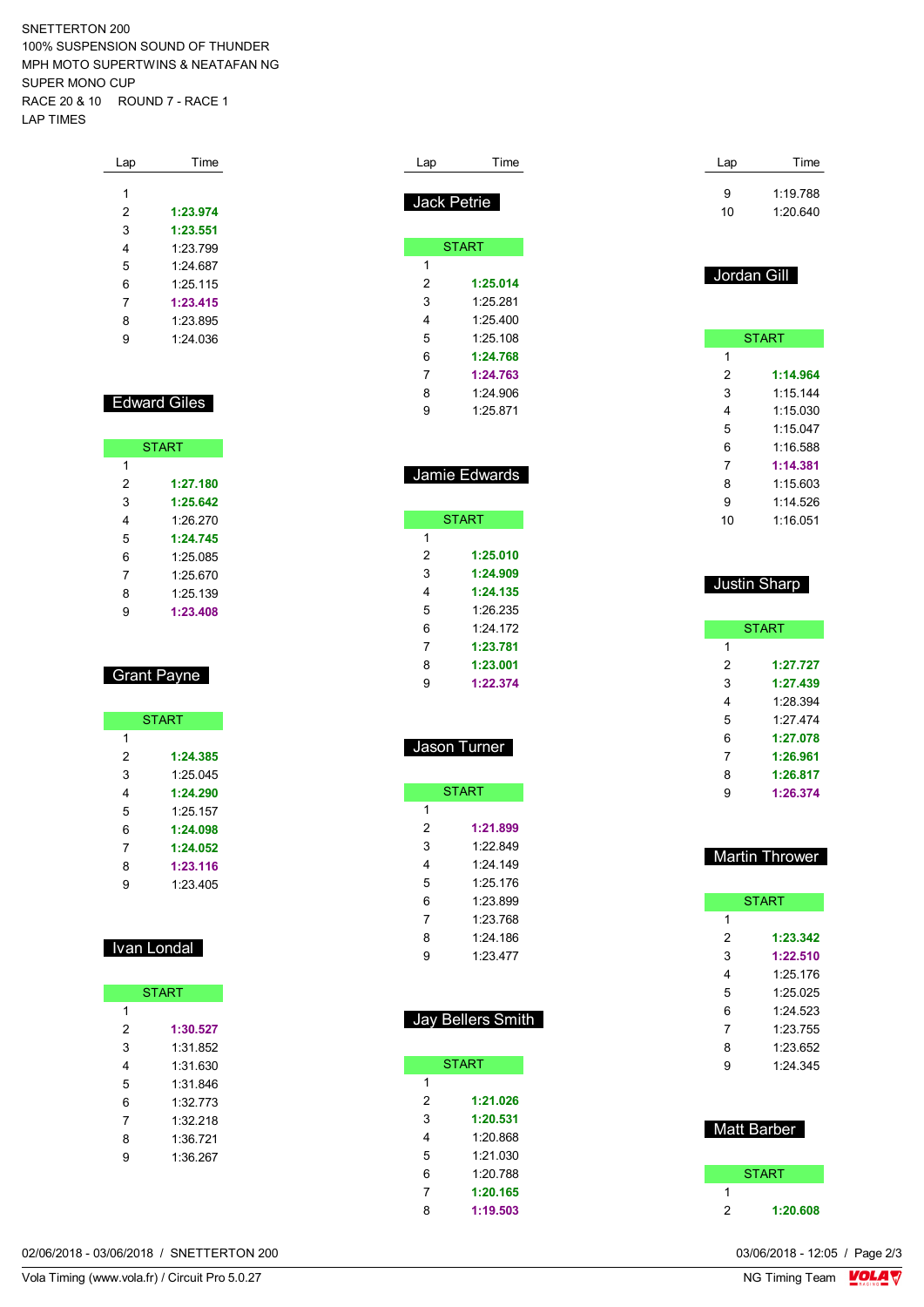SNETTERTON 200
100% SUSPENSION SOUND OF THUNDER
MPH MOTO SUPERTWINS & NEATAFAN NG
SUPER MONO CUP
RACE 20 & 10 ROUND 7 - RACE 1
LAP TIMES

| Lap | Time |
|---|---|
| 1 | |
| 2 | **1:23.974** |
| 3 | **1:23.551** |
| 4 | 1:23.799 |
| 5 | 1:24.687 |
| 6 | 1:25.115 |
| 7 | **1:23.415** |
| 8 | 1:23.895 |
| 9 | 1:24.036 |

## Edward Giles

| Lap | Time |
|---|---|
| START | |
| 1 | |
| 2 | **1:27.180** |
| 3 | **1:25.642** |
| 4 | 1:26.270 |
| 5 | **1:24.745** |
| 6 | 1:25.085 |
| 7 | 1:25.670 |
| 8 | 1:25.139 |
| 9 | **1:23.408** |

## Grant Payne

| Lap | Time |
|---|---|
| START | |
| 1 | |
| 2 | **1:24.385** |
| 3 | 1:25.045 |
| 4 | **1:24.290** |
| 5 | 1:25.157 |
| 6 | **1:24.098** |
| 7 | **1:24.052** |
| 8 | **1:23.116** |
| 9 | 1:23.405 |

## Ivan Londal

| Lap | Time |
|---|---|
| START | |
| 1 | |
| 2 | **1:30.527** |
| 3 | 1:31.852 |
| 4 | 1:31.630 |
| 5 | 1:31.846 |
| 6 | 1:32.773 |
| 7 | 1:32.218 |
| 8 | 1:36.721 |
| 9 | 1:36.267 |

## Jack Petrie

| Lap | Time |
|---|---|
| START | |
| 1 | |
| 2 | **1:25.014** |
| 3 | 1:25.281 |
| 4 | 1:25.400 |
| 5 | 1:25.108 |
| 6 | **1:24.768** |
| 7 | **1:24.763** |
| 8 | 1:24.906 |
| 9 | 1:25.871 |

## Jamie Edwards

| Lap | Time |
|---|---|
| START | |
| 1 | |
| 2 | **1:25.010** |
| 3 | **1:24.909** |
| 4 | **1:24.135** |
| 5 | 1:26.235 |
| 6 | 1:24.172 |
| 7 | **1:23.781** |
| 8 | **1:23.001** |
| 9 | **1:22.374** |

## Jason Turner

| Lap | Time |
|---|---|
| START | |
| 1 | |
| 2 | **1:21.899** |
| 3 | 1:22.849 |
| 4 | 1:24.149 |
| 5 | 1:25.176 |
| 6 | 1:23.899 |
| 7 | 1:23.768 |
| 8 | 1:24.186 |
| 9 | 1:23.477 |

## Jay Bellers Smith

| Lap | Time |
|---|---|
| START | |
| 1 | |
| 2 | **1:21.026** |
| 3 | **1:20.531** |
| 4 | 1:20.868 |
| 5 | 1:21.030 |
| 6 | 1:20.788 |
| 7 | **1:20.165** |
| 8 | **1:19.503** |
| 9 | 1:19.788 |
| 10 | 1:20.640 |

## Jordan Gill

| Lap | Time |
|---|---|
| START | |
| 1 | |
| 2 | **1:14.964** |
| 3 | 1:15.144 |
| 4 | 1:15.030 |
| 5 | 1:15.047 |
| 6 | 1:16.588 |
| 7 | **1:14.381** |
| 8 | 1:15.603 |
| 9 | 1:14.526 |
| 10 | 1:16.051 |

## Justin Sharp

| Lap | Time |
|---|---|
| START | |
| 1 | |
| 2 | **1:27.727** |
| 3 | **1:27.439** |
| 4 | 1:28.394 |
| 5 | 1:27.474 |
| 6 | **1:27.078** |
| 7 | **1:26.961** |
| 8 | **1:26.817** |
| 9 | **1:26.374** |

## Martin Thrower

| Lap | Time |
|---|---|
| START | |
| 1 | |
| 2 | **1:23.342** |
| 3 | **1:22.510** |
| 4 | 1:25.176 |
| 5 | 1:25.025 |
| 6 | 1:24.523 |
| 7 | 1:23.755 |
| 8 | 1:23.652 |
| 9 | 1:24.345 |

## Matt Barber

| Lap | Time |
|---|---|
| START | |
| 1 | |
| 2 | **1:20.608** |

02/06/2018 - 03/06/2018 / SNETTERTON 200 — 03/06/2018 - 12:05

Vola Timing (www.vola.fr) / Circuit Pro 5.0.27 — NG Timing Team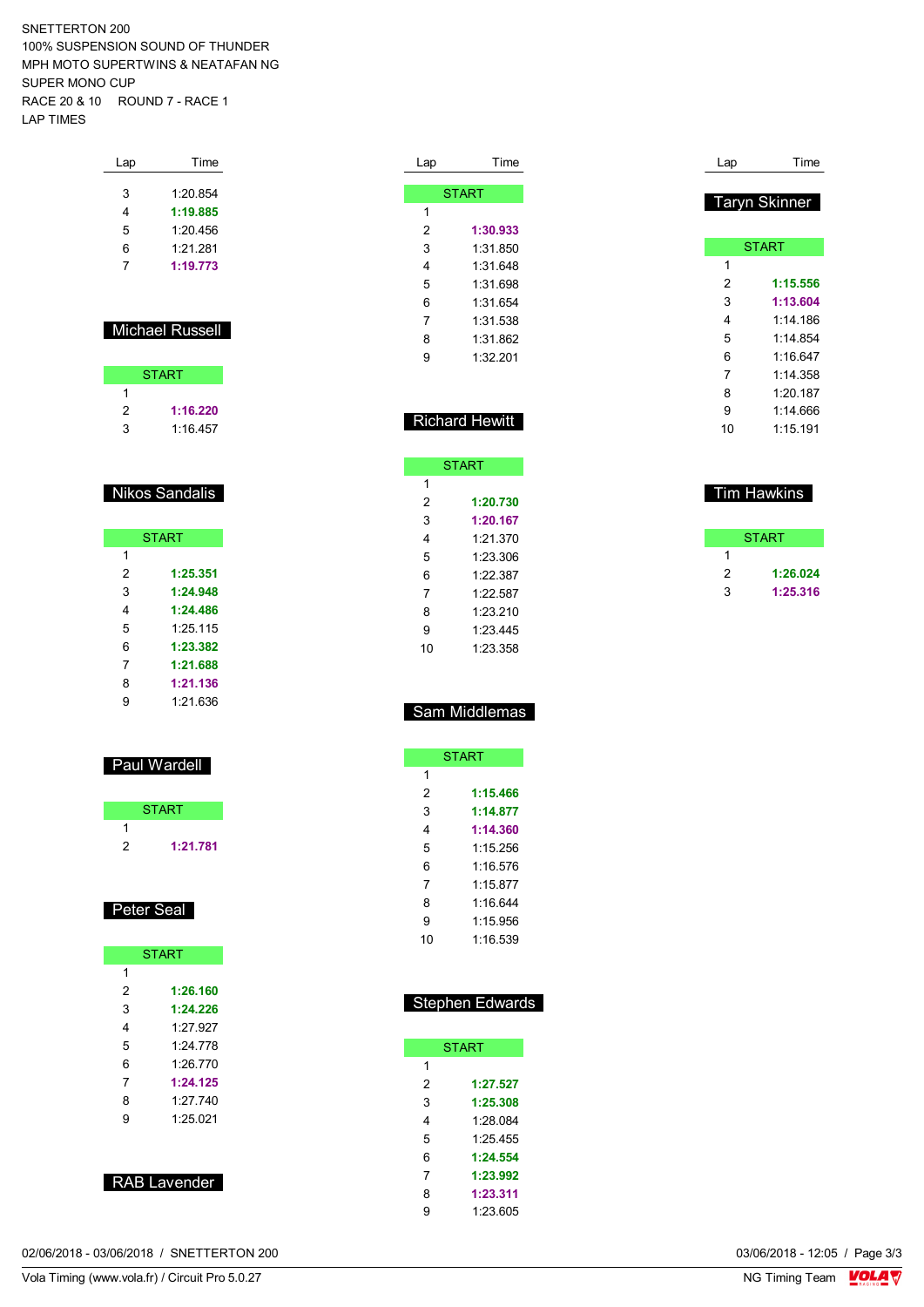SNETTERTON 200
100% SUSPENSION SOUND OF THUNDER
MPH MOTO SUPERTWINS & NEATAFAN NG
SUPER MONO CUP
RACE 20 & 10 ROUND 7 - RACE 1
LAP TIMES

| Lap | Time |
|---|---|
| 3 | 1:20.854 |
| 4 | **1:19.885** |
| 5 | 1:20.456 |
| 6 | 1:21.281 |
| 7 | **1:19.773** |

## Michael Russell

| Lap | Time |
|---|---|
| START | |
| 1 | |
| 2 | **1:16.220** |
| 3 | 1:16.457 |

## Nikos Sandalis

| Lap | Time |
|---|---|
| START | |
| 1 | |
| 2 | **1:25.351** |
| 3 | **1:24.948** |
| 4 | **1:24.486** |
| 5 | 1:25.115 |
| 6 | **1:23.382** |
| 7 | **1:21.688** |
| 8 | **1:21.136** |
| 9 | 1:21.636 |

## Paul Wardell

| Lap | Time |
|---|---|
| START | |
| 1 | |
| 2 | **1:21.781** |

## Peter Seal

| Lap | Time |
|---|---|
| START | |
| 1 | |
| 2 | **1:26.160** |
| 3 | **1:24.226** |
| 4 | 1:27.927 |
| 5 | 1:24.778 |
| 6 | 1:26.770 |
| 7 | **1:24.125** |
| 8 | 1:27.740 |
| 9 | 1:25.021 |

## RAB Lavender

| Lap | Time |
|---|---|
| START | |
| 1 | |
| 2 | **1:30.933** |
| 3 | 1:31.850 |
| 4 | 1:31.648 |
| 5 | 1:31.698 |
| 6 | 1:31.654 |
| 7 | 1:31.538 |
| 8 | 1:31.862 |
| 9 | 1:32.201 |

## Richard Hewitt

| Lap | Time |
|---|---|
| START | |
| 1 | |
| 2 | **1:20.730** |
| 3 | **1:20.167** |
| 4 | 1:21.370 |
| 5 | 1:23.306 |
| 6 | 1:22.387 |
| 7 | 1:22.587 |
| 8 | 1:23.210 |
| 9 | 1:23.445 |
| 10 | 1:23.358 |

## Sam Middlemas

| Lap | Time |
|---|---|
| START | |
| 1 | |
| 2 | **1:15.466** |
| 3 | **1:14.877** |
| 4 | **1:14.360** |
| 5 | 1:15.256 |
| 6 | 1:16.576 |
| 7 | 1:15.877 |
| 8 | 1:16.644 |
| 9 | 1:15.956 |
| 10 | 1:16.539 |

## Stephen Edwards

| Lap | Time |
|---|---|
| START | |
| 1 | |
| 2 | **1:27.527** |
| 3 | **1:25.308** |
| 4 | 1:28.084 |
| 5 | 1:25.455 |
| 6 | **1:24.554** |
| 7 | **1:23.992** |
| 8 | **1:23.311** |
| 9 | 1:23.605 |

## Taryn Skinner

| Lap | Time |
|---|---|
| START | |
| 1 | |
| 2 | **1:15.556** |
| 3 | **1:13.604** |
| 4 | 1:14.186 |
| 5 | 1:14.854 |
| 6 | 1:16.647 |
| 7 | 1:14.358 |
| 8 | 1:20.187 |
| 9 | 1:14.666 |
| 10 | 1:15.191 |

## Tim Hawkins

| Lap | Time |
|---|---|
| START | |
| 1 | |
| 2 | **1:26.024** |
| 3 | **1:25.316** |

02/06/2018 - 03/06/2018 / SNETTERTON 200

Vola Timing (www.vola.fr) / Circuit Pro 5.0.27

03/06/2018 - 12:05

NG Timing Team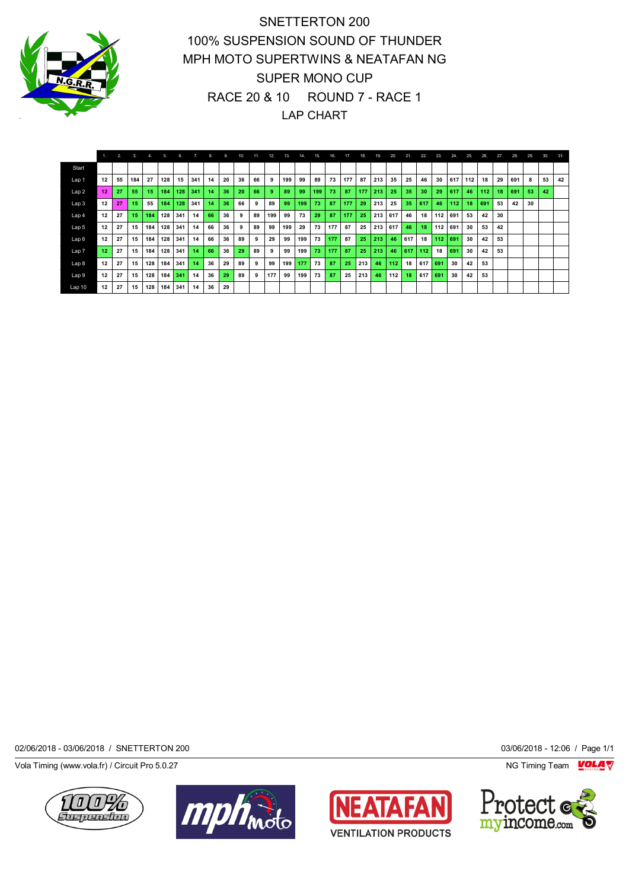# SNETTERTON 200
## 100% SUSPENSION SOUND OF THUNDER
## MPH MOTO SUPERTWINS & NEATAFAN NG
## SUPER MONO CUP
## RACE 20 & 10 ROUND 7 - RACE 1
## LAP CHART

| | 1. | 2. | 3. | 4. | 5. | 6. | 7. | 8. | 9. | 10. | 11. | 12. | 13. | 14. | 15. | 16. | 17. | 18. | 19. | 20. | 21. | 22. | 23. | 24. | 25. | 26. | 27. | 28. | 29. | 30. | 31. |
|---|---|---|---|---|---|---|---|---|---|---|---|---|---|---|---|---|---|---|---|---|---|---|---|---|---|---|---|---|---|---|---|
| Start | | | | | | | | | | | | | | | | | | | | | | | | | | | | | | | |
| Lap 1 | 12 | 55 | 184 | 27 | 128 | 15 | 341 | 14 | 20 | 36 | 66 | 9 | 199 | 99 | 89 | 73 | 177 | 87 | 213 | 35 | 25 | 46 | 30 | 617 | 112 | 18 | 29 | 691 | 8 | 53 | 42 |
| Lap 2 | 12 | 27 | 55 | 15 | 184 | 128 | 341 | 14 | 36 | 20 | 66 | 9 | 89 | 99 | 199 | 73 | 87 | 177 | 213 | 25 | 35 | 30 | 29 | 617 | 46 | 112 | 18 | 691 | 53 | 42 | |
| Lap 3 | 12 | 27 | 15 | 55 | 184 | 128 | 341 | 14 | 36 | 66 | 9 | 89 | 99 | 199 | 73 | 87 | 177 | 29 | 213 | 25 | 35 | 617 | 46 | 112 | 18 | 691 | 53 | 42 | 30 | | |
| Lap 4 | 12 | 27 | 15 | 184 | 128 | 341 | 14 | 66 | 36 | 9 | 89 | 199 | 99 | 73 | 29 | 87 | 177 | 25 | 213 | 617 | 46 | 18 | 112 | 691 | 53 | 42 | 30 | | | | |
| Lap 5 | 12 | 27 | 15 | 184 | 128 | 341 | 14 | 66 | 36 | 9 | 89 | 99 | 199 | 29 | 73 | 177 | 87 | 25 | 213 | 617 | 46 | 18 | 112 | 691 | 30 | 53 | 42 | | | | |
| Lap 6 | 12 | 27 | 15 | 184 | 128 | 341 | 14 | 66 | 36 | 89 | 9 | 29 | 99 | 199 | 73 | 177 | 87 | 25 | 213 | 46 | 617 | 18 | 112 | 691 | 30 | 42 | 53 | | | | |
| Lap 7 | 12 | 27 | 15 | 184 | 128 | 341 | 14 | 66 | 36 | 29 | 89 | 9 | 99 | 199 | 73 | 177 | 87 | 25 | 213 | 46 | 617 | 112 | 18 | 691 | 30 | 42 | 53 | | | | |
| Lap 8 | 12 | 27 | 15 | 128 | 184 | 341 | 14 | 36 | 29 | 89 | 9 | 99 | 199 | 177 | 73 | 87 | 25 | 213 | 46 | 112 | 18 | 617 | 691 | 30 | 42 | 53 | | | | | |
| Lap 9 | 12 | 27 | 15 | 128 | 184 | 341 | 14 | 36 | 29 | 89 | 9 | 177 | 99 | 199 | 73 | 87 | 25 | 213 | 46 | 112 | 18 | 617 | 691 | 30 | 42 | 53 | | | | | |
| Lap 10 | 12 | 27 | 15 | 128 | 184 | 341 | 14 | 36 | 29 | | | | | | | | | | | | | | | | | | | | | | |

02/06/2018 - 03/06/2018 / SNETTERTON 200

03/06/2018 - 12:06 / Page 1/1

Vola Timing (www.vola.fr) / Circuit Pro 5.0.27

NG Timing Team